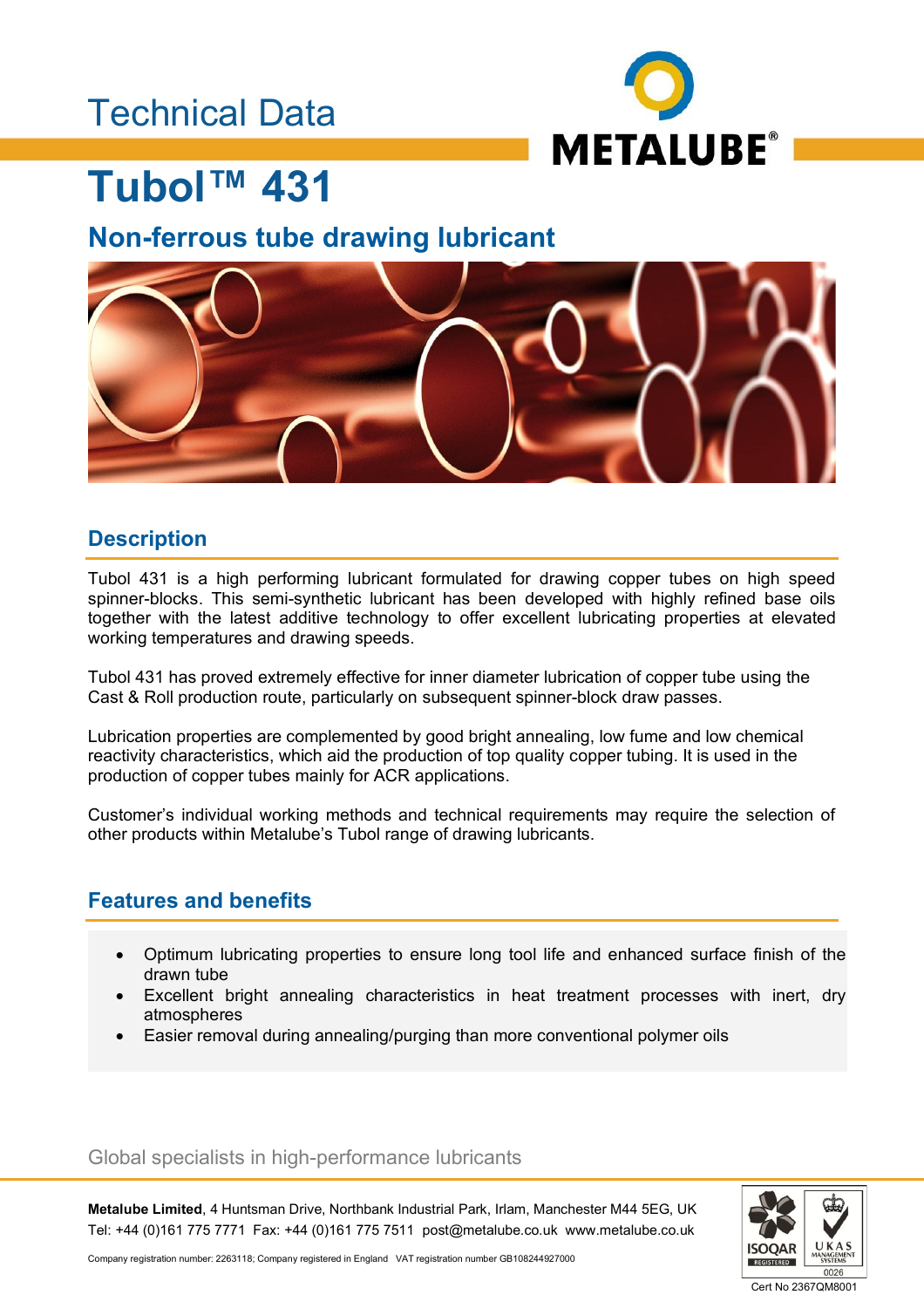Technical Data

# Tubol™ 431

## Non-ferrous tube drawing lubricant

## Description

Tubol 431 is a high performing lubricant formulated for drawing copper tubes on high speed spinner-blocks. This semi-synthetic lubricant has been developed with highly refined base oils together with the latest additive technology to offer excellent lubricating properties at elevated working temperatures and drawing speeds.

Tubol 431 has proved extremely effective for inner diameter lubrication of copper tube using the Cast & Roll production route, particularly on subsequent spinner-block draw passes.

Lubrication properties are complemented by good bright annealing, low fume and low chemical reactivity characteristics, which aid the production of top quality copper tubing. It is used in the production of copper tubes mainly for ACR applications.

Customer's individual working methods and technical requirements may require the selection of other products within Metalube's Tubol range of drawing lubricants.

## Features and benefits

- Optimum lubricating properties to ensure long tool life and enhanced surface finish of the drawn tube
- Excellent bright annealing characteristics in heat treatment processes with inert, dry atmospheres
- Easier removal during annealing/purging than more conventional polymer oils

Global specialists in high-performance lubricants

**Metalube Limited**, 4 Huntsman Drive, Northbank Industrial Park, Irlam, Manchester M44 5EG, UK
Tel: +44 (0)161 775 7771 Fax: +44 (0)161 775 7511 post@metalube.co.uk www.metalube.co.uk

Company registration number: 2263118; Company registered in England VAT registration number GB108244927000

Cert No 2367QM8001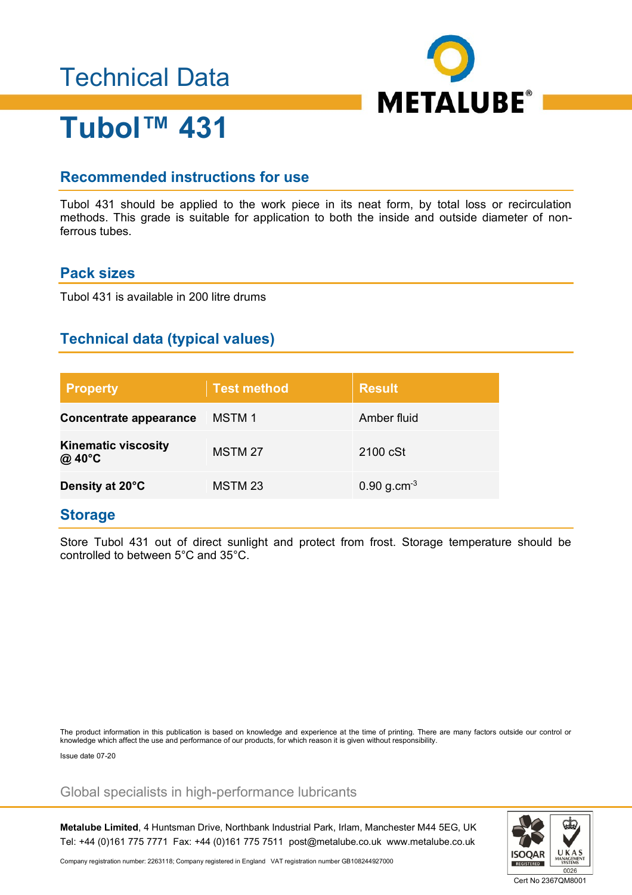# Technical Data

# Tubol™ 431

## Recommended instructions for use

Tubol 431 should be applied to the work piece in its neat form, by total loss or recirculation methods. This grade is suitable for application to both the inside and outside diameter of non-ferrous tubes.

## Pack sizes

Tubol 431 is available in 200 litre drums

## Technical data (typical values)

| Property | Test method | Result |
|---|---|---|
| **Concentrate appearance** | MSTM 1 | Amber fluid |
| **Kinematic viscosity @ 40°C** | MSTM 27 | 2100 cSt |
| **Density at 20°C** | MSTM 23 | 0.90 $g.cm^{-3}$ |

## Storage

Store Tubol 431 out of direct sunlight and protect from frost. Storage temperature should be controlled to between 5°C and 35°C.

The product information in this publication is based on knowledge and experience at the time of printing. There are many factors outside our control or knowledge which affect the use and performance of our products, for which reason it is given without responsibility.

Issue date 07-20

Global specialists in high-performance lubricants

**Metalube Limited**, 4 Huntsman Drive, Northbank Industrial Park, Irlam, Manchester M44 5EG, UK
Tel: +44 (0)161 775 7771 Fax: +44 (0)161 775 7511 post@metalube.co.uk www.metalube.co.uk

Company registration number: 2263118; Company registered in England VAT registration number GB108244927000

Cert No 2367QM8001